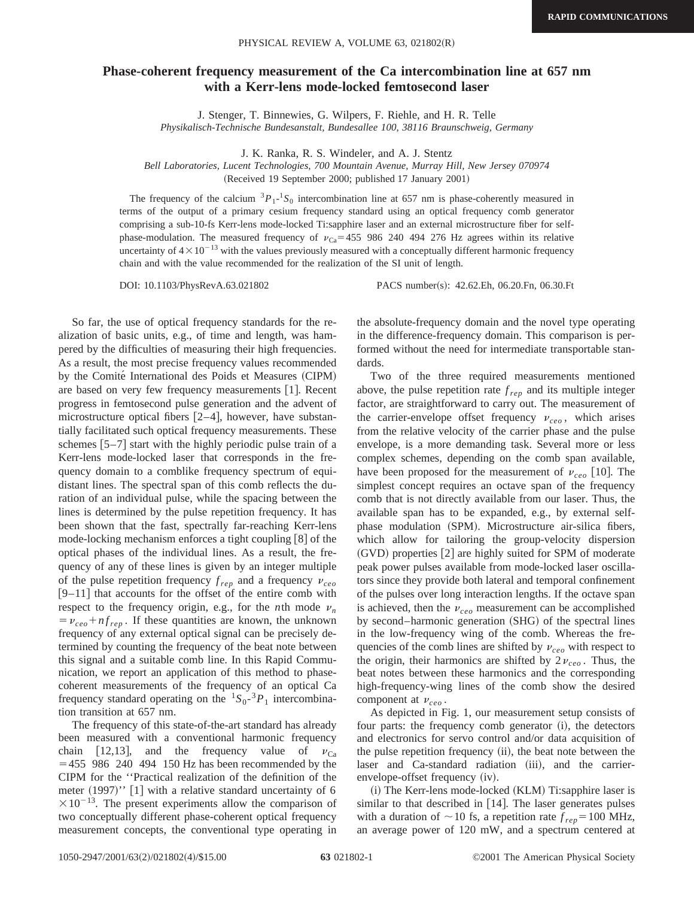# Phase-coherent frequency measurement of the Ca intercombination line at 657 nm with a Kerr-lens mode-locked femtosecond laser

J. Stenger, T. Binnewies, G. Wilpers, F. Riehle, and H. R. Telle
*Physikalisch-Technische Bundesanstalt, Bundesallee 100, 38116 Braunschweig, Germany*

J. K. Ranka, R. S. Windeler, and A. J. Stentz
*Bell Laboratories, Lucent Technologies, 700 Mountain Avenue, Murray Hill, New Jersey 070974*
(Received 19 September 2000; published 17 January 2001)

The frequency of the calcium $^3P_1$-$^1S_0$ intercombination line at 657 nm is phase-coherently measured in terms of the output of a primary cesium frequency standard using an optical frequency comb generator comprising a sub-10-fs Kerr-lens mode-locked Ti:sapphire laser and an external microstructure fiber for self-phase-modulation. The measured frequency of $\nu_{\mathrm{Ca}}=455\ 986\ 240\ 494\ 276$ Hz agrees within its relative uncertainty of $4\times10^{-13}$ with the values previously measured with a conceptually different harmonic frequency chain and with the value recommended for the realization of the SI unit of length.

DOI: 10.1103/PhysRevA.63.021802 PACS number(s): 42.62.Eh, 06.20.Fn, 06.30.Ft

So far, the use of optical frequency standards for the realization of basic units, e.g., of time and length, was hampered by the difficulties of measuring their high frequencies. As a result, the most precise frequency values recommended by the Comité International des Poids et Measures (CIPM) are based on very few frequency measurements [1]. Recent progress in femtosecond pulse generation and the advent of microstructure optical fibers [2–4], however, have substantially facilitated such optical frequency measurements. These schemes [5–7] start with the highly periodic pulse train of a Kerr-lens mode-locked laser that corresponds in the frequency domain to a comblike frequency spectrum of equidistant lines. The spectral span of this comb reflects the duration of an individual pulse, while the spacing between the lines is determined by the pulse repetition frequency. It has been shown that the fast, spectrally far-reaching Kerr-lens mode-locking mechanism enforces a tight coupling [8] of the optical phases of the individual lines. As a result, the frequency of any of these lines is given by an integer multiple of the pulse repetition frequency $f_{rep}$ and a frequency $\nu_{ceo}$ [9–11] that accounts for the offset of the entire comb with respect to the frequency origin, e.g., for the $n$th mode $\nu_n=\nu_{ceo}+nf_{rep}$. If these quantities are known, the unknown frequency of any external optical signal can be precisely determined by counting the frequency of the beat note between this signal and a suitable comb line. In this Rapid Communication, we report an application of this method to phase-coherent measurements of the frequency of an optical Ca frequency standard operating on the $^1S_0$-$^3P_1$ intercombination transition at 657 nm.

The frequency of this state-of-the-art standard has already been measured with a conventional harmonic frequency chain [12,13], and the frequency value of $\nu_{\mathrm{Ca}}=455\ 986\ 240\ 494\ 150$ Hz has been recommended by the CIPM for the ''Practical realization of the definition of the meter (1997)'' [1] with a relative standard uncertainty of $6\times10^{-13}$. The present experiments allow the comparison of two conceptually different phase-coherent optical frequency measurement concepts, the conventional type operating in the absolute-frequency domain and the novel type operating in the difference-frequency domain. This comparison is performed without the need for intermediate transportable standards.

Two of the three required measurements mentioned above, the pulse repetition rate $f_{rep}$ and its multiple integer factor, are straightforward to carry out. The measurement of the carrier-envelope offset frequency $\nu_{ceo}$, which arises from the relative velocity of the carrier phase and the pulse envelope, is a more demanding task. Several more or less complex schemes, depending on the comb span available, have been proposed for the measurement of $\nu_{ceo}$ [10]. The simplest concept requires an octave span of the frequency comb that is not directly available from our laser. Thus, the available span has to be expanded, e.g., by external self-phase modulation (SPM). Microstructure air-silica fibers, which allow for tailoring the group-velocity dispersion (GVD) properties [2] are highly suited for SPM of moderate peak power pulses available from mode-locked laser oscillators since they provide both lateral and temporal confinement of the pulses over long interaction lengths. If the octave span is achieved, then the $\nu_{ceo}$ measurement can be accomplished by second–harmonic generation (SHG) of the spectral lines in the low-frequency wing of the comb. Whereas the frequencies of the comb lines are shifted by $\nu_{ceo}$ with respect to the origin, their harmonics are shifted by $2\nu_{ceo}$. Thus, the beat notes between these harmonics and the corresponding high-frequency-wing lines of the comb show the desired component at $\nu_{ceo}$.

As depicted in Fig. 1, our measurement setup consists of four parts: the frequency comb generator (i), the detectors and electronics for servo control and/or data acquisition of the pulse repetition frequency (ii), the beat note between the laser and Ca-standard radiation (iii), and the carrier-envelope-offset frequency (iv).

(i) The Kerr-lens mode-locked (KLM) Ti:sapphire laser is similar to that described in [14]. The laser generates pulses with a duration of ~10 fs, a repetition rate $f_{rep}=100$ MHz, an average power of 120 mW, and a spectrum centered at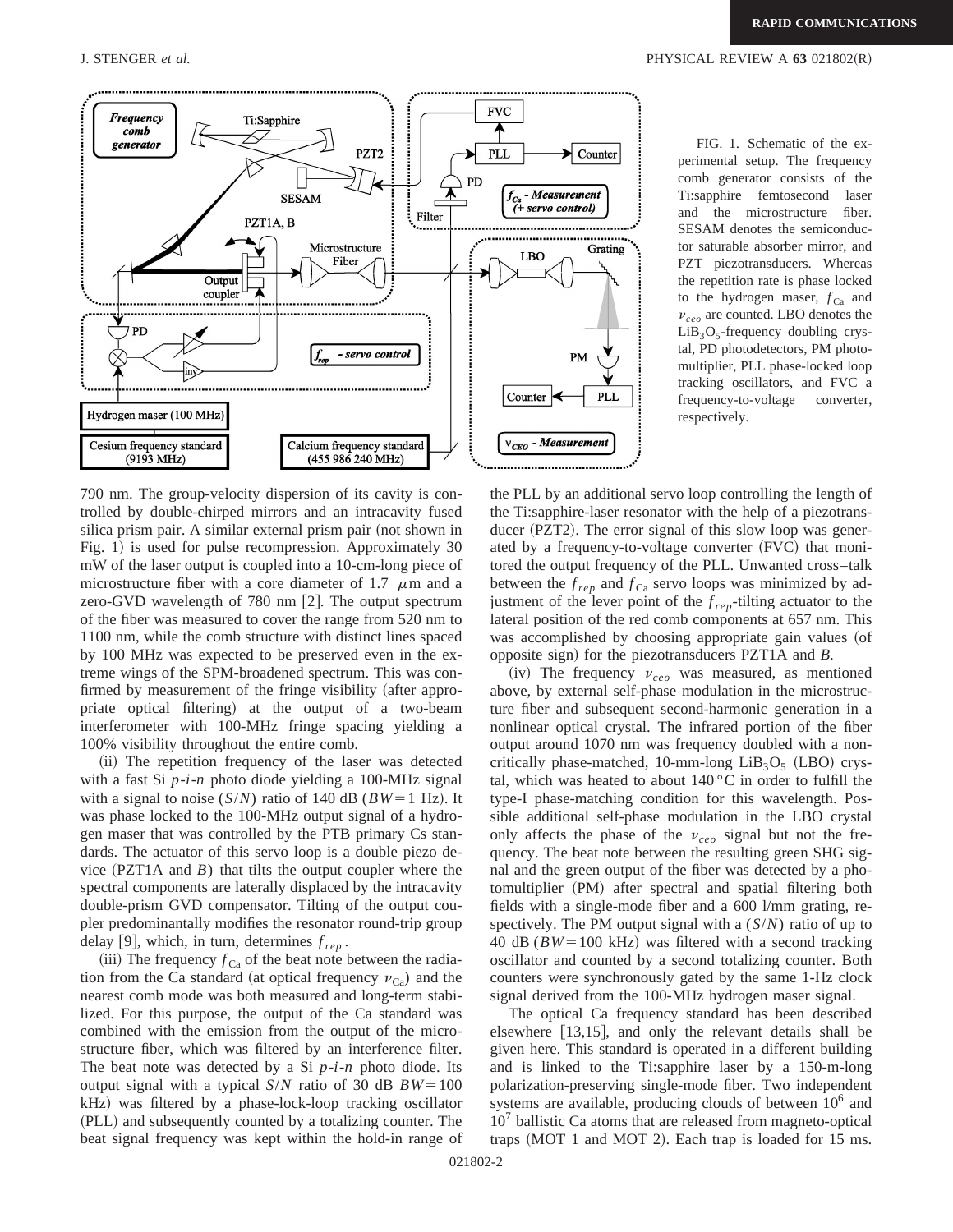FIG. 1. Schematic of the experimental setup. The frequency comb generator consists of the Ti:sapphire femtosecond laser and the microstructure fiber. SESAM denotes the semiconductor saturable absorber mirror, and PZT piezotransducers. Whereas the repetition rate is phase locked to the hydrogen maser, $f_{\mathrm{Ca}}$ and $\nu_{ceo}$ are counted. LBO denotes the $\mathrm{LiB_3O_5}$-frequency doubling crystal, PD photodetectors, PM photomultiplier, PLL phase-locked loop tracking oscillators, and FVC a frequency-to-voltage converter, respectively.

790 nm. The group-velocity dispersion of its cavity is controlled by double-chirped mirrors and an intracavity fused silica prism pair. A similar external prism pair (not shown in Fig. 1) is used for pulse recompression. Approximately 30 mW of the laser output is coupled into a 10-cm-long piece of microstructure fiber with a core diameter of 1.7 $\mu$m and a zero-GVD wavelength of 780 nm [2]. The output spectrum of the fiber was measured to cover the range from 520 nm to 1100 nm, while the comb structure with distinct lines spaced by 100 MHz was expected to be preserved even in the extreme wings of the SPM-broadened spectrum. This was confirmed by measurement of the fringe visibility (after appropriate optical filtering) at the output of a two-beam interferometer with 100-MHz fringe spacing yielding a 100% visibility throughout the entire comb.

(ii) The repetition frequency of the laser was detected with a fast Si *p*-*i*-*n* photo diode yielding a 100-MHz signal with a signal to noise $(S/N)$ ratio of 140 dB ($BW=1$ Hz). It was phase locked to the 100-MHz output signal of a hydrogen maser that was controlled by the PTB primary Cs standards. The actuator of this servo loop is a double piezo device (PZT1A and *B*) that tilts the output coupler where the spectral components are laterally displaced by the intracavity double-prism GVD compensator. Tilting of the output coupler predominantly modifies the resonator round-trip group delay [9], which, in turn, determines $f_{rep}$.

(iii) The frequency $f_{\mathrm{Ca}}$ of the beat note between the radiation from the Ca standard (at optical frequency $\nu_{\mathrm{Ca}}$) and the nearest comb mode was both measured and long-term stabilized. For this purpose, the output of the Ca standard was combined with the emission from the output of the microstructure fiber, which was filtered by an interference filter. The beat note was detected by a Si *p*-*i*-*n* photo diode. Its output signal with a typical $S/N$ ratio of 30 dB $BW=100$ kHz) was filtered by a phase-lock-loop tracking oscillator (PLL) and subsequently counted by a totalizing counter. The beat signal frequency was kept within the hold-in range of the PLL by an additional servo loop controlling the length of the Ti:sapphire-laser resonator with the help of a piezotransducer (PZT2). The error signal of this slow loop was generated by a frequency-to-voltage converter (FVC) that monitored the output frequency of the PLL. Unwanted cross–talk between the $f_{rep}$ and $f_{\mathrm{Ca}}$ servo loops was minimized by adjustment of the lever point of the $f_{rep}$-tilting actuator to the lateral position of the red comb components at 657 nm. This was accomplished by choosing appropriate gain values (of opposite sign) for the piezotransducers PZT1A and *B*.

(iv) The frequency $\nu_{ceo}$ was measured, as mentioned above, by external self-phase modulation in the microstructure fiber and subsequent second-harmonic generation in a nonlinear optical crystal. The infrared portion of the fiber output around 1070 nm was frequency doubled with a noncritically phase-matched, 10-mm-long $\mathrm{LiB_3O_5}$ (LBO) crystal, which was heated to about 140 °C in order to fulfill the type-I phase-matching condition for this wavelength. Possible additional self-phase modulation in the LBO crystal only affects the phase of the $\nu_{ceo}$ signal but not the frequency. The beat note between the resulting green SHG signal and the green output of the fiber was detected by a photomultiplier (PM) after spectral and spatial filtering both fields with a single-mode fiber and a 600 l/mm grating, respectively. The PM output signal with a $(S/N)$ ratio of up to 40 dB ($BW=100$ kHz) was filtered with a second tracking oscillator and counted by a second totalizing counter. Both counters were synchronously gated by the same 1-Hz clock signal derived from the 100-MHz hydrogen maser signal.

The optical Ca frequency standard has been described elsewhere [13,15], and only the relevant details shall be given here. This standard is operated in a different building and is linked to the Ti:sapphire laser by a 150-m-long polarization-preserving single-mode fiber. Two independent systems are available, producing clouds of between $10^6$ and $10^7$ ballistic Ca atoms that are released from magneto-optical traps (MOT 1 and MOT 2). Each trap is loaded for 15 ms.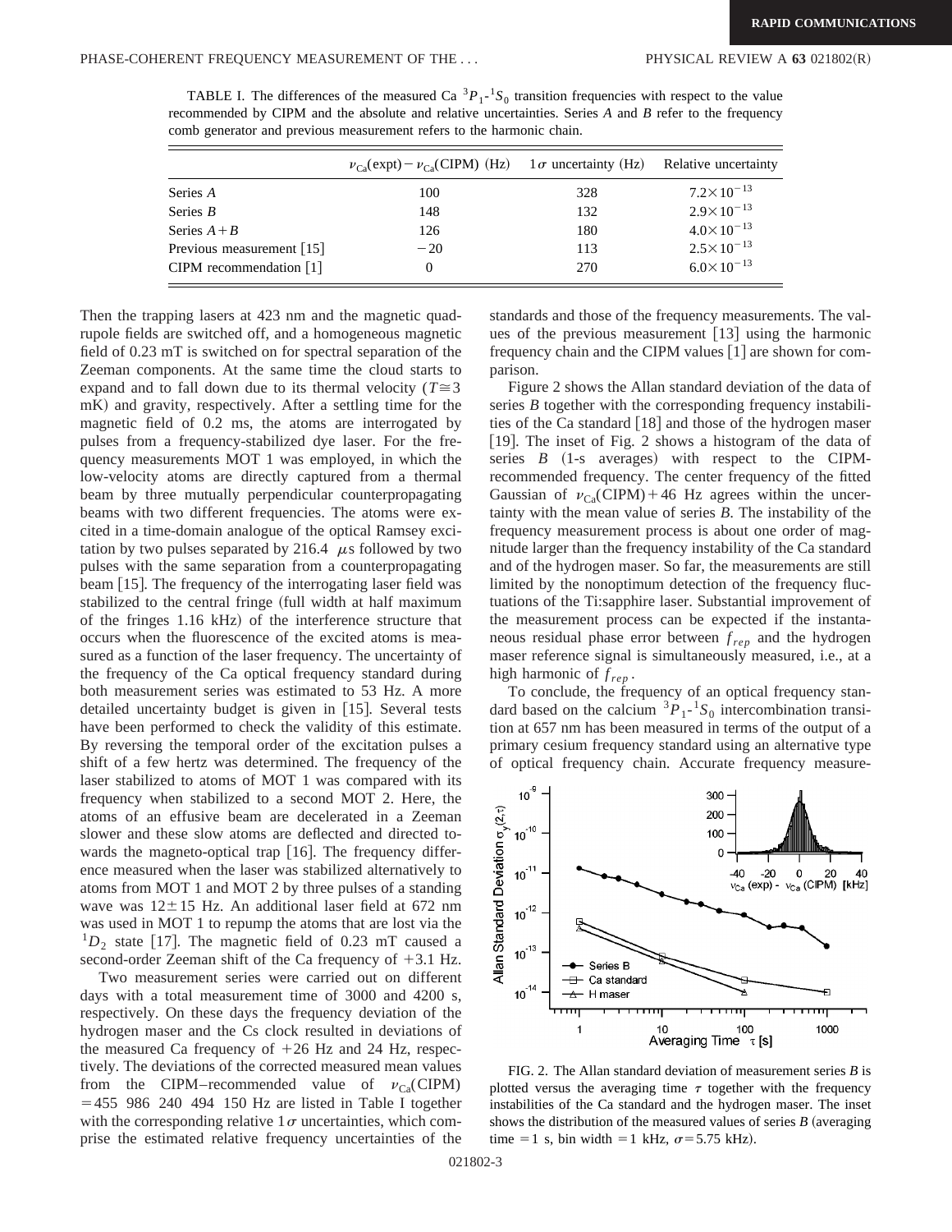TABLE I. The differences of the measured Ca $^3P_1$-$^1S_0$ transition frequencies with respect to the value recommended by CIPM and the absolute and relative uncertainties. Series *A* and *B* refer to the frequency comb generator and previous measurement refers to the harmonic chain.

| | $\nu_{Ca}(\mathrm{expt}) - \nu_{Ca}(\mathrm{CIPM})$ (Hz) | $1\sigma$ uncertainty (Hz) | Relative uncertainty |
|---|---|---|---|
| Series *A* | 100 | 328 | $7.2\times10^{-13}$ |
| Series *B* | 148 | 132 | $2.9\times10^{-13}$ |
| Series *A*+*B* | 126 | 180 | $4.0\times10^{-13}$ |
| Previous measurement [15] | −20 | 113 | $2.5\times10^{-13}$ |
| CIPM recommendation [1] | 0 | 270 | $6.0\times10^{-13}$ |

Then the trapping lasers at 423 nm and the magnetic quadrupole fields are switched off, and a homogeneous magnetic field of 0.23 mT is switched on for spectral separation of the Zeeman components. At the same time the cloud starts to expand and to fall down due to its thermal velocity ($T \cong 3$ mK) and gravity, respectively. After a settling time for the magnetic field of 0.2 ms, the atoms are interrogated by pulses from a frequency-stabilized dye laser. For the frequency measurements MOT 1 was employed, in which the low-velocity atoms are directly captured from a thermal beam by three mutually perpendicular counterpropagating beams with two different frequencies. The atoms were excited in a time-domain analogue of the optical Ramsey excitation by two pulses separated by 216.4 $\mu$s followed by two pulses with the same separation from a counterpropagating beam [15]. The frequency of the interrogating laser field was stabilized to the central fringe (full width at half maximum of the fringes 1.16 kHz) of the interference structure that occurs when the fluorescence of the excited atoms is measured as a function of the laser frequency. The uncertainty of the frequency of the Ca optical frequency standard during both measurement series was estimated to 53 Hz. A more detailed uncertainty budget is given in [15]. Several tests have been performed to check the validity of this estimate. By reversing the temporal order of the excitation pulses a shift of a few hertz was determined. The frequency of the laser stabilized to atoms of MOT 1 was compared with its frequency when stabilized to a second MOT 2. Here, the atoms of an effusive beam are decelerated in a Zeeman slower and these slow atoms are deflected and directed towards the magneto-optical trap [16]. The frequency difference measured when the laser was stabilized alternatively to atoms from MOT 1 and MOT 2 by three pulses of a standing wave was $12\pm15$ Hz. An additional laser field at 672 nm was used in MOT 1 to repump the atoms that are lost via the $^1D_2$ state [17]. The magnetic field of 0.23 mT caused a second-order Zeeman shift of the Ca frequency of +3.1 Hz.

Two measurement series were carried out on different days with a total measurement time of 3000 and 4200 s, respectively. On these days the frequency deviation of the hydrogen maser and the Cs clock resulted in deviations of the measured Ca frequency of +26 Hz and 24 Hz, respectively. The deviations of the corrected measured mean values from the CIPM–recommended value of $\nu_{Ca}(\mathrm{CIPM}) = 455\ 986\ 240\ 494\ 150$ Hz are listed in Table I together with the corresponding relative $1\sigma$ uncertainties, which comprise the estimated relative frequency uncertainties of the standards and those of the frequency measurements. The values of the previous measurement [13] using the harmonic frequency chain and the CIPM values [1] are shown for comparison.

Figure 2 shows the Allan standard deviation of the data of series *B* together with the corresponding frequency instabilities of the Ca standard [18] and those of the hydrogen maser [19]. The inset of Fig. 2 shows a histogram of the data of series *B* (1-s averages) with respect to the CIPM-recommended frequency. The center frequency of the fitted Gaussian of $\nu_{Ca}(\mathrm{CIPM})+46$ Hz agrees within the uncertainty with the mean value of series *B*. The instability of the frequency measurement process is about one order of magnitude larger than the frequency instability of the Ca standard and of the hydrogen maser. So far, the measurements are still limited by the nonoptimum detection of the frequency fluctuations of the Ti:sapphire laser. Substantial improvement of the measurement process can be expected if the instantaneous residual phase error between $f_{rep}$ and the hydrogen maser reference signal is simultaneously measured, i.e., at a high harmonic of $f_{rep}$.

To conclude, the frequency of an optical frequency standard based on the calcium $^3P_1$-$^1S_0$ intercombination transition at 657 nm has been measured in terms of the output of a primary cesium frequency standard using an alternative type of optical frequency chain. Accurate frequency measure-

FIG. 2. The Allan standard deviation of measurement series *B* is plotted versus the averaging time $\tau$ together with the frequency instabilities of the Ca standard and the hydrogen maser. The inset shows the distribution of the measured values of series *B* (averaging time = 1 s, bin width = 1 kHz, $\sigma = 5.75$ kHz).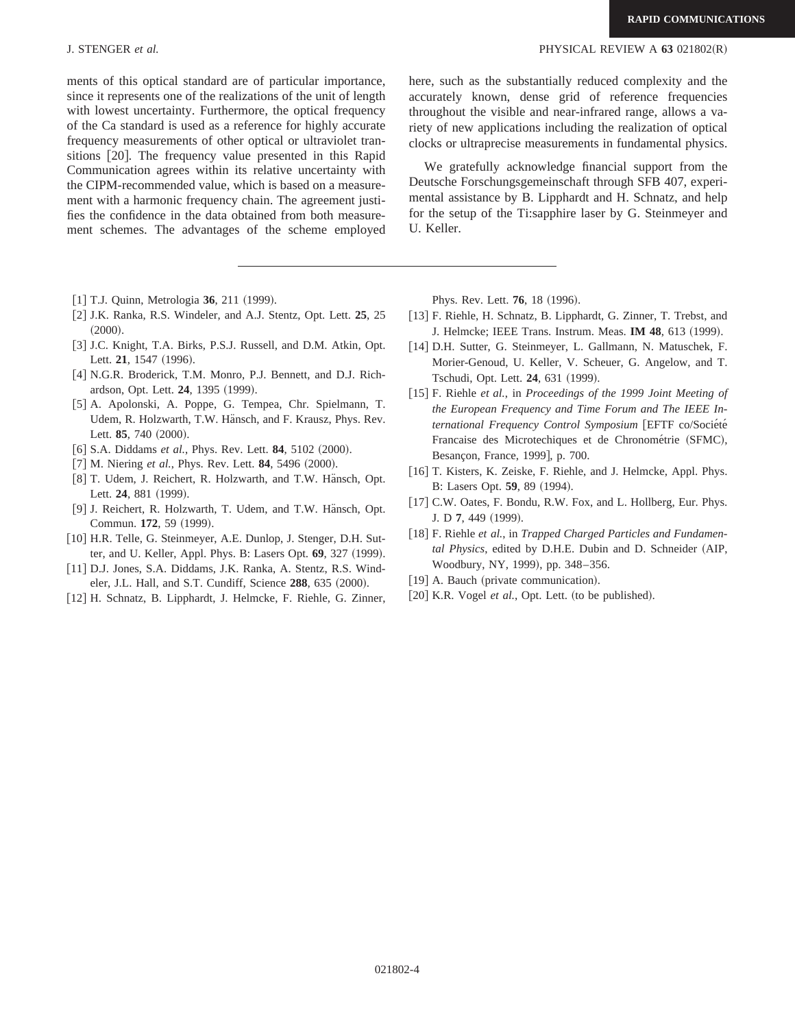ments of this optical standard are of particular importance, since it represents one of the realizations of the unit of length with lowest uncertainty. Furthermore, the optical frequency of the Ca standard is used as a reference for highly accurate frequency measurements of other optical or ultraviolet transitions [20]. The frequency value presented in this Rapid Communication agrees within its relative uncertainty with the CIPM-recommended value, which is based on a measurement with a harmonic frequency chain. The agreement justifies the confidence in the data obtained from both measurement schemes. The advantages of the scheme employed here, such as the substantially reduced complexity and the accurately known, dense grid of reference frequencies throughout the visible and near-infrared range, allows a variety of new applications including the realization of optical clocks or ultraprecise measurements in fundamental physics.

We gratefully acknowledge financial support from the Deutsche Forschungsgemeinschaft through SFB 407, experimental assistance by B. Lipphardt and H. Schnatz, and help for the setup of the Ti:sapphire laser by G. Steinmeyer and U. Keller.

---

[1] T.J. Quinn, Metrologia **36**, 211 (1999).

[2] J.K. Ranka, R.S. Windeler, and A.J. Stentz, Opt. Lett. **25**, 25 (2000).

[3] J.C. Knight, T.A. Birks, P.S.J. Russell, and D.M. Atkin, Opt. Lett. **21**, 1547 (1996).

[4] N.G.R. Broderick, T.M. Monro, P.J. Bennett, and D.J. Richardson, Opt. Lett. **24**, 1395 (1999).

[5] A. Apolonski, A. Poppe, G. Tempea, Chr. Spielmann, T. Udem, R. Holzwarth, T.W. Hänsch, and F. Krausz, Phys. Rev. Lett. **85**, 740 (2000).

[6] S.A. Diddams *et al.*, Phys. Rev. Lett. **84**, 5102 (2000).

[7] M. Niering *et al.*, Phys. Rev. Lett. **84**, 5496 (2000).

[8] T. Udem, J. Reichert, R. Holzwarth, and T.W. Hänsch, Opt. Lett. **24**, 881 (1999).

[9] J. Reichert, R. Holzwarth, T. Udem, and T.W. Hänsch, Opt. Commun. **172**, 59 (1999).

[10] H.R. Telle, G. Steinmeyer, A.E. Dunlop, J. Stenger, D.H. Sutter, and U. Keller, Appl. Phys. B: Lasers Opt. **69**, 327 (1999).

[11] D.J. Jones, S.A. Diddams, J.K. Ranka, A. Stentz, R.S. Windeler, J.L. Hall, and S.T. Cundiff, Science **288**, 635 (2000).

[12] H. Schnatz, B. Lipphardt, J. Helmcke, F. Riehle, G. Zinner, Phys. Rev. Lett. **76**, 18 (1996).

[13] F. Riehle, H. Schnatz, B. Lipphardt, G. Zinner, T. Trebst, and J. Helmcke; IEEE Trans. Instrum. Meas. **IM 48**, 613 (1999).

[14] D.H. Sutter, G. Steinmeyer, L. Gallmann, N. Matuschek, F. Morier-Genoud, U. Keller, V. Scheuer, G. Angelow, and T. Tschudi, Opt. Lett. **24**, 631 (1999).

[15] F. Riehle *et al.*, in *Proceedings of the 1999 Joint Meeting of the European Frequency and Time Forum and The IEEE International Frequency Control Symposium* [EFTF co/Société Francaise des Microtechiques et de Chronométrie (SFMC), Besançon, France, 1999], p. 700.

[16] T. Kisters, K. Zeiske, F. Riehle, and J. Helmcke, Appl. Phys. B: Lasers Opt. **59**, 89 (1994).

[17] C.W. Oates, F. Bondu, R.W. Fox, and L. Hollberg, Eur. Phys. J. D **7**, 449 (1999).

[18] F. Riehle *et al.*, in *Trapped Charged Particles and Fundamental Physics*, edited by D.H.E. Dubin and D. Schneider (AIP, Woodbury, NY, 1999), pp. 348–356.

[19] A. Bauch (private communication).

[20] K.R. Vogel *et al.*, Opt. Lett. (to be published).